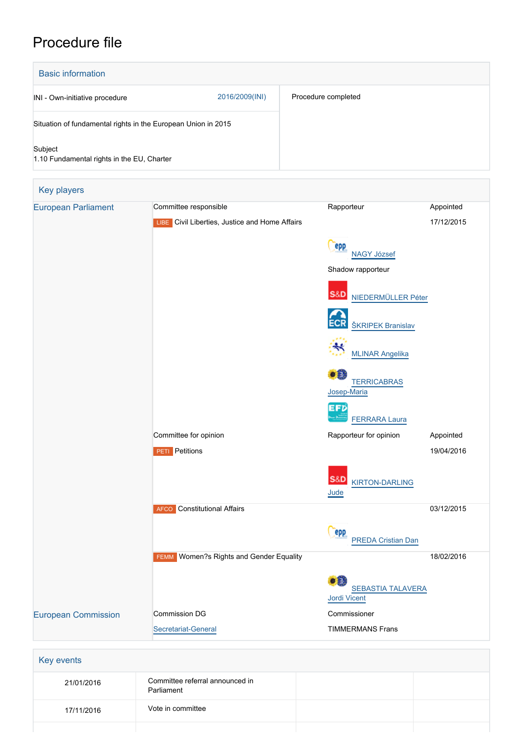# Procedure file

## Basic information

| | | |
|---|---|---|
| INI - Own-initiative procedure | 2016/2009(INI) | Procedure completed |
| Situation of fundamental rights in the European Union in 2015 | | |
| Subject<br>1.10 Fundamental rights in the EU, Charter | | |

## Key players

| | | | |
|---|---|---|---|
| European Parliament | Committee responsible | Rapporteur | Appointed |
| | LIBE Civil Liberties, Justice and Home Affairs | | 17/12/2015 |
| | | NAGY József | |
| | | Shadow rapporteur | |
| | | NIEDERMÜLLER Péter | |
| | | ŠKRIPEK Branislav | |
| | | MLINAR Angelika | |
| | | TERRICABRAS Josep-Maria | |
| | | FERRARA Laura | |
| | Committee for opinion | Rapporteur for opinion | Appointed |
| | PETI Petitions | | 19/04/2016 |
| | | KIRTON-DARLING Jude | |
| | AFCO Constitutional Affairs | | 03/12/2015 |
| | | PREDA Cristian Dan | |
| | FEMM Women?s Rights and Gender Equality | | 18/02/2016 |
| | | SEBASTIA TALAVERA Jordi Vicent | |
| European Commission | Commission DG | Commissioner | |
| | Secretariat-General | TIMMERMANS Frans | |

## Key events

| | | | |
|---|---|---|---|
| 21/01/2016 | Committee referral announced in Parliament | | |
| 17/11/2016 | Vote in committee | | |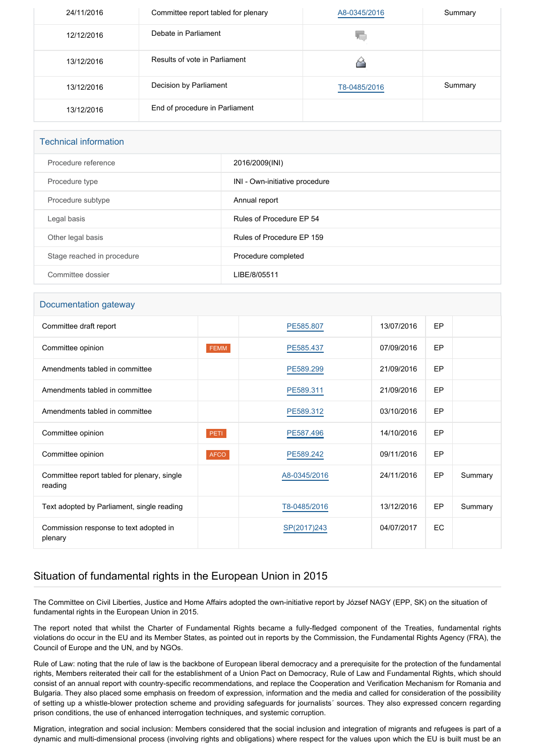| | | | |
|---|---|---|---|
| 24/11/2016 | Committee report tabled for plenary | A8-0345/2016 | Summary |
| 12/12/2016 | Debate in Parliament | | |
| 13/12/2016 | Results of vote in Parliament | | |
| 13/12/2016 | Decision by Parliament | T8-0485/2016 | Summary |
| 13/12/2016 | End of procedure in Parliament | | |

## Technical information

| | |
|---|---|
| Procedure reference | 2016/2009(INI) |
| Procedure type | INI - Own-initiative procedure |
| Procedure subtype | Annual report |
| Legal basis | Rules of Procedure EP 54 |
| Other legal basis | Rules of Procedure EP 159 |
| Stage reached in procedure | Procedure completed |
| Committee dossier | LIBE/8/05511 |

## Documentation gateway

| | | | | | |
|---|---|---|---|---|---|
| Committee draft report | | PE585.807 | 13/07/2016 | EP | |
| Committee opinion | FEMM | PE585.437 | 07/09/2016 | EP | |
| Amendments tabled in committee | | PE589.299 | 21/09/2016 | EP | |
| Amendments tabled in committee | | PE589.311 | 21/09/2016 | EP | |
| Amendments tabled in committee | | PE589.312 | 03/10/2016 | EP | |
| Committee opinion | PETI | PE587.496 | 14/10/2016 | EP | |
| Committee opinion | AFCO | PE589.242 | 09/11/2016 | EP | |
| Committee report tabled for plenary, single reading | | A8-0345/2016 | 24/11/2016 | EP | Summary |
| Text adopted by Parliament, single reading | | T8-0485/2016 | 13/12/2016 | EP | Summary |
| Commission response to text adopted in plenary | | SP(2017)243 | 04/07/2017 | EC | |

## Situation of fundamental rights in the European Union in 2015

The Committee on Civil Liberties, Justice and Home Affairs adopted the own-initiative report by József NAGY (EPP, SK) on the situation of fundamental rights in the European Union in 2015.

The report noted that whilst the Charter of Fundamental Rights became a fully-fledged component of the Treaties, fundamental rights violations do occur in the EU and its Member States, as pointed out in reports by the Commission, the Fundamental Rights Agency (FRA), the Council of Europe and the UN, and by NGOs.

Rule of Law: noting that the rule of law is the backbone of European liberal democracy and a prerequisite for the protection of the fundamental rights, Members reiterated their call for the establishment of a Union Pact on Democracy, Rule of Law and Fundamental Rights, which should consist of an annual report with country-specific recommendations, and replace the Cooperation and Verification Mechanism for Romania and Bulgaria. They also placed some emphasis on freedom of expression, information and the media and called for consideration of the possibility of setting up a whistle-blower protection scheme and providing safeguards for journalists´ sources. They also expressed concern regarding prison conditions, the use of enhanced interrogation techniques, and systemic corruption.

Migration, integration and social inclusion: Members considered that the social inclusion and integration of migrants and refugees is part of a dynamic and multi-dimensional process (involving rights and obligations) where respect for the values upon which the EU is built must be an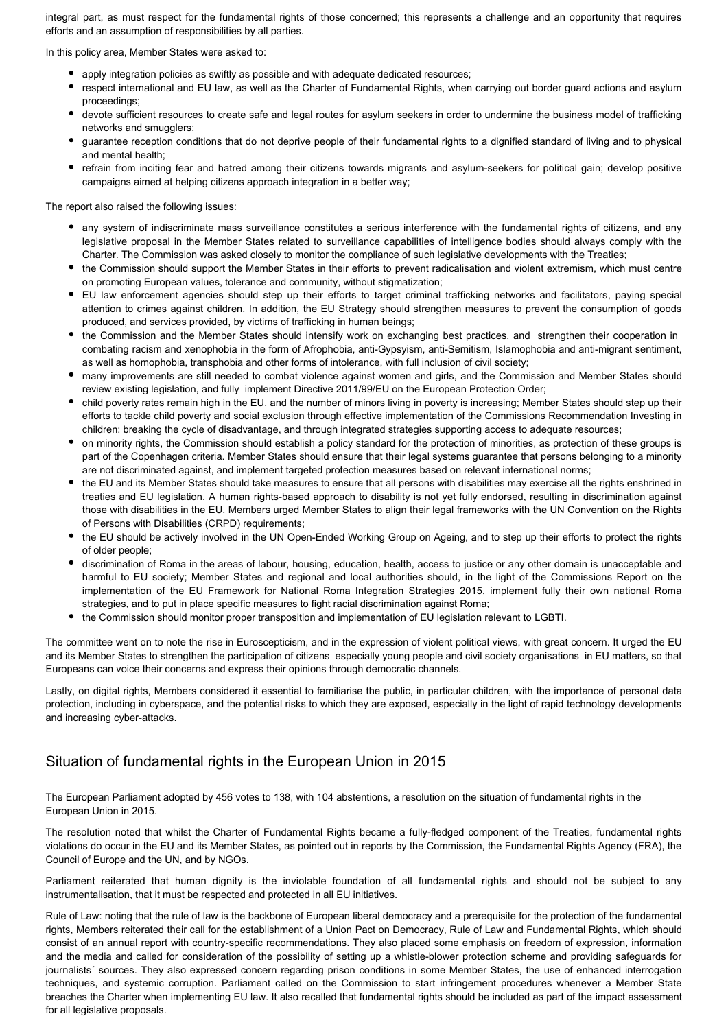integral part, as must respect for the fundamental rights of those concerned; this represents a challenge and an opportunity that requires efforts and an assumption of responsibilities by all parties.

In this policy area, Member States were asked to:

- apply integration policies as swiftly as possible and with adequate dedicated resources;
- respect international and EU law, as well as the Charter of Fundamental Rights, when carrying out border guard actions and asylum proceedings;
- devote sufficient resources to create safe and legal routes for asylum seekers in order to undermine the business model of trafficking networks and smugglers;
- guarantee reception conditions that do not deprive people of their fundamental rights to a dignified standard of living and to physical and mental health;
- refrain from inciting fear and hatred among their citizens towards migrants and asylum-seekers for political gain; develop positive campaigns aimed at helping citizens approach integration in a better way;

The report also raised the following issues:

- any system of indiscriminate mass surveillance constitutes a serious interference with the fundamental rights of citizens, and any legislative proposal in the Member States related to surveillance capabilities of intelligence bodies should always comply with the Charter. The Commission was asked closely to monitor the compliance of such legislative developments with the Treaties;
- the Commission should support the Member States in their efforts to prevent radicalisation and violent extremism, which must centre on promoting European values, tolerance and community, without stigmatization;
- EU law enforcement agencies should step up their efforts to target criminal trafficking networks and facilitators, paying special attention to crimes against children. In addition, the EU Strategy should strengthen measures to prevent the consumption of goods produced, and services provided, by victims of trafficking in human beings;
- the Commission and the Member States should intensify work on exchanging best practices, and strengthen their cooperation in combating racism and xenophobia in the form of Afrophobia, anti-Gypsyism, anti-Semitism, Islamophobia and anti-migrant sentiment, as well as homophobia, transphobia and other forms of intolerance, with full inclusion of civil society;
- many improvements are still needed to combat violence against women and girls, and the Commission and Member States should review existing legislation, and fully implement Directive 2011/99/EU on the European Protection Order;
- child poverty rates remain high in the EU, and the number of minors living in poverty is increasing; Member States should step up their efforts to tackle child poverty and social exclusion through effective implementation of the Commissions Recommendation Investing in children: breaking the cycle of disadvantage, and through integrated strategies supporting access to adequate resources;
- on minority rights, the Commission should establish a policy standard for the protection of minorities, as protection of these groups is part of the Copenhagen criteria. Member States should ensure that their legal systems guarantee that persons belonging to a minority are not discriminated against, and implement targeted protection measures based on relevant international norms;
- the EU and its Member States should take measures to ensure that all persons with disabilities may exercise all the rights enshrined in treaties and EU legislation. A human rights-based approach to disability is not yet fully endorsed, resulting in discrimination against those with disabilities in the EU. Members urged Member States to align their legal frameworks with the UN Convention on the Rights of Persons with Disabilities (CRPD) requirements;
- the EU should be actively involved in the UN Open-Ended Working Group on Ageing, and to step up their efforts to protect the rights of older people;
- discrimination of Roma in the areas of labour, housing, education, health, access to justice or any other domain is unacceptable and harmful to EU society; Member States and regional and local authorities should, in the light of the Commissions Report on the implementation of the EU Framework for National Roma Integration Strategies 2015, implement fully their own national Roma strategies, and to put in place specific measures to fight racial discrimination against Roma;
- the Commission should monitor proper transposition and implementation of EU legislation relevant to LGBTI.

The committee went on to note the rise in Euroscepticism, and in the expression of violent political views, with great concern. It urged the EU and its Member States to strengthen the participation of citizens especially young people and civil society organisations in EU matters, so that Europeans can voice their concerns and express their opinions through democratic channels.

Lastly, on digital rights, Members considered it essential to familiarise the public, in particular children, with the importance of personal data protection, including in cyberspace, and the potential risks to which they are exposed, especially in the light of rapid technology developments and increasing cyber-attacks.

## Situation of fundamental rights in the European Union in 2015

The European Parliament adopted by 456 votes to 138, with 104 abstentions, a resolution on the situation of fundamental rights in the European Union in 2015.

The resolution noted that whilst the Charter of Fundamental Rights became a fully-fledged component of the Treaties, fundamental rights violations do occur in the EU and its Member States, as pointed out in reports by the Commission, the Fundamental Rights Agency (FRA), the Council of Europe and the UN, and by NGOs.

Parliament reiterated that human dignity is the inviolable foundation of all fundamental rights and should not be subject to any instrumentalisation, that it must be respected and protected in all EU initiatives.

Rule of Law: noting that the rule of law is the backbone of European liberal democracy and a prerequisite for the protection of the fundamental rights, Members reiterated their call for the establishment of a Union Pact on Democracy, Rule of Law and Fundamental Rights, which should consist of an annual report with country-specific recommendations. They also placed some emphasis on freedom of expression, information and the media and called for consideration of the possibility of setting up a whistle-blower protection scheme and providing safeguards for journalists´ sources. They also expressed concern regarding prison conditions in some Member States, the use of enhanced interrogation techniques, and systemic corruption. Parliament called on the Commission to start infringement procedures whenever a Member State breaches the Charter when implementing EU law. It also recalled that fundamental rights should be included as part of the impact assessment for all legislative proposals.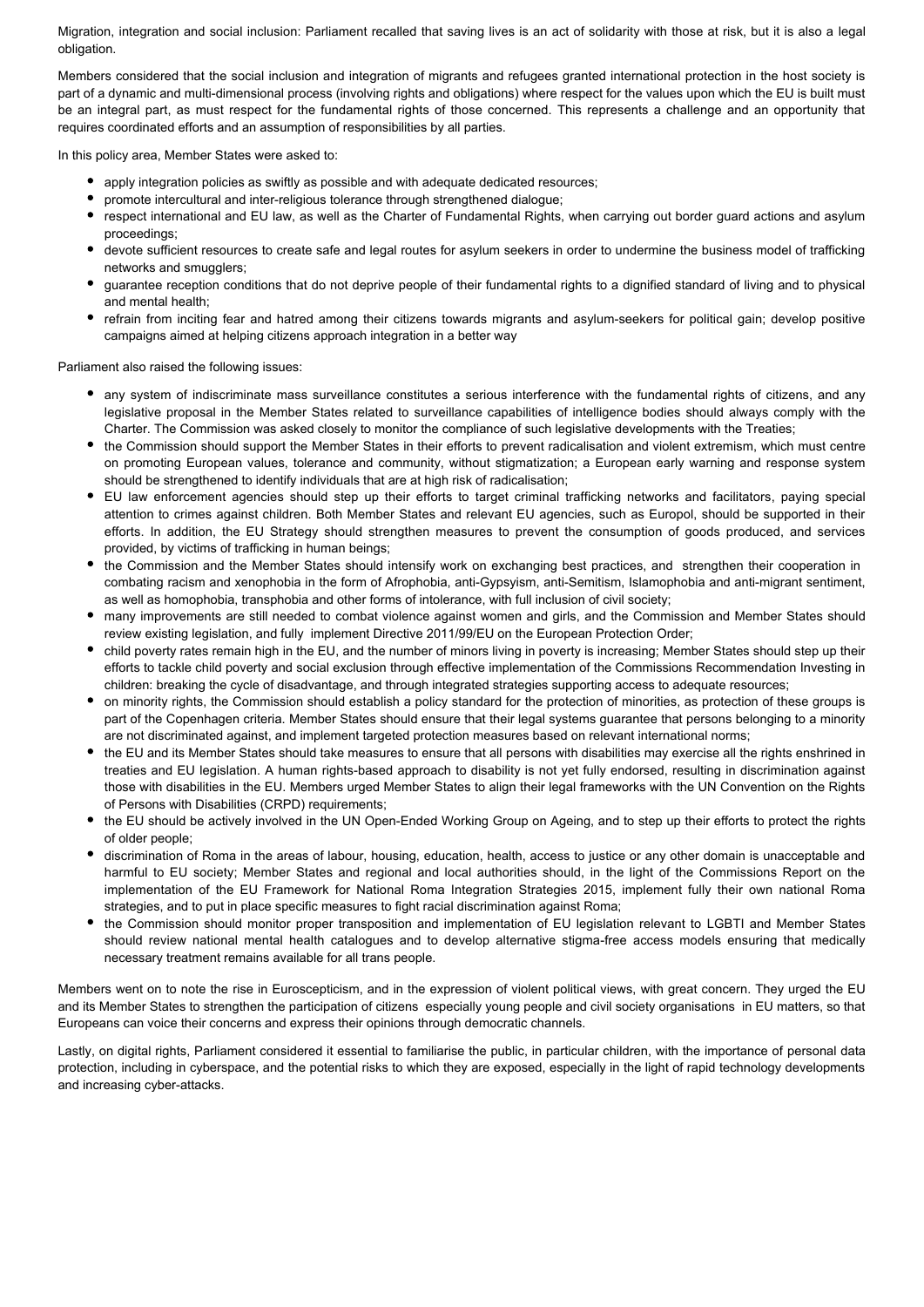Migration, integration and social inclusion: Parliament recalled that saving lives is an act of solidarity with those at risk, but it is also a legal obligation.

Members considered that the social inclusion and integration of migrants and refugees granted international protection in the host society is part of a dynamic and multi-dimensional process (involving rights and obligations) where respect for the values upon which the EU is built must be an integral part, as must respect for the fundamental rights of those concerned. This represents a challenge and an opportunity that requires coordinated efforts and an assumption of responsibilities by all parties.

In this policy area, Member States were asked to:

- apply integration policies as swiftly as possible and with adequate dedicated resources;
- promote intercultural and inter-religious tolerance through strengthened dialogue;
- respect international and EU law, as well as the Charter of Fundamental Rights, when carrying out border guard actions and asylum proceedings;
- devote sufficient resources to create safe and legal routes for asylum seekers in order to undermine the business model of trafficking networks and smugglers;
- guarantee reception conditions that do not deprive people of their fundamental rights to a dignified standard of living and to physical and mental health;
- refrain from inciting fear and hatred among their citizens towards migrants and asylum-seekers for political gain; develop positive campaigns aimed at helping citizens approach integration in a better way

Parliament also raised the following issues:

- any system of indiscriminate mass surveillance constitutes a serious interference with the fundamental rights of citizens, and any legislative proposal in the Member States related to surveillance capabilities of intelligence bodies should always comply with the Charter. The Commission was asked closely to monitor the compliance of such legislative developments with the Treaties;
- the Commission should support the Member States in their efforts to prevent radicalisation and violent extremism, which must centre on promoting European values, tolerance and community, without stigmatization; a European early warning and response system should be strengthened to identify individuals that are at high risk of radicalisation;
- EU law enforcement agencies should step up their efforts to target criminal trafficking networks and facilitators, paying special attention to crimes against children. Both Member States and relevant EU agencies, such as Europol, should be supported in their efforts. In addition, the EU Strategy should strengthen measures to prevent the consumption of goods produced, and services provided, by victims of trafficking in human beings;
- the Commission and the Member States should intensify work on exchanging best practices, and strengthen their cooperation in combating racism and xenophobia in the form of Afrophobia, anti-Gypsyism, anti-Semitism, Islamophobia and anti-migrant sentiment, as well as homophobia, transphobia and other forms of intolerance, with full inclusion of civil society;
- many improvements are still needed to combat violence against women and girls, and the Commission and Member States should review existing legislation, and fully implement Directive 2011/99/EU on the European Protection Order;
- child poverty rates remain high in the EU, and the number of minors living in poverty is increasing; Member States should step up their efforts to tackle child poverty and social exclusion through effective implementation of the Commissions Recommendation Investing in children: breaking the cycle of disadvantage, and through integrated strategies supporting access to adequate resources;
- on minority rights, the Commission should establish a policy standard for the protection of minorities, as protection of these groups is part of the Copenhagen criteria. Member States should ensure that their legal systems guarantee that persons belonging to a minority are not discriminated against, and implement targeted protection measures based on relevant international norms;
- the EU and its Member States should take measures to ensure that all persons with disabilities may exercise all the rights enshrined in treaties and EU legislation. A human rights-based approach to disability is not yet fully endorsed, resulting in discrimination against those with disabilities in the EU. Members urged Member States to align their legal frameworks with the UN Convention on the Rights of Persons with Disabilities (CRPD) requirements;
- the EU should be actively involved in the UN Open-Ended Working Group on Ageing, and to step up their efforts to protect the rights of older people;
- discrimination of Roma in the areas of labour, housing, education, health, access to justice or any other domain is unacceptable and harmful to EU society; Member States and regional and local authorities should, in the light of the Commissions Report on the implementation of the EU Framework for National Roma Integration Strategies 2015, implement fully their own national Roma strategies, and to put in place specific measures to fight racial discrimination against Roma;
- the Commission should monitor proper transposition and implementation of EU legislation relevant to LGBTI and Member States should review national mental health catalogues and to develop alternative stigma-free access models ensuring that medically necessary treatment remains available for all trans people.

Members went on to note the rise in Euroscepticism, and in the expression of violent political views, with great concern. They urged the EU and its Member States to strengthen the participation of citizens especially young people and civil society organisations in EU matters, so that Europeans can voice their concerns and express their opinions through democratic channels.

Lastly, on digital rights, Parliament considered it essential to familiarise the public, in particular children, with the importance of personal data protection, including in cyberspace, and the potential risks to which they are exposed, especially in the light of rapid technology developments and increasing cyber-attacks.